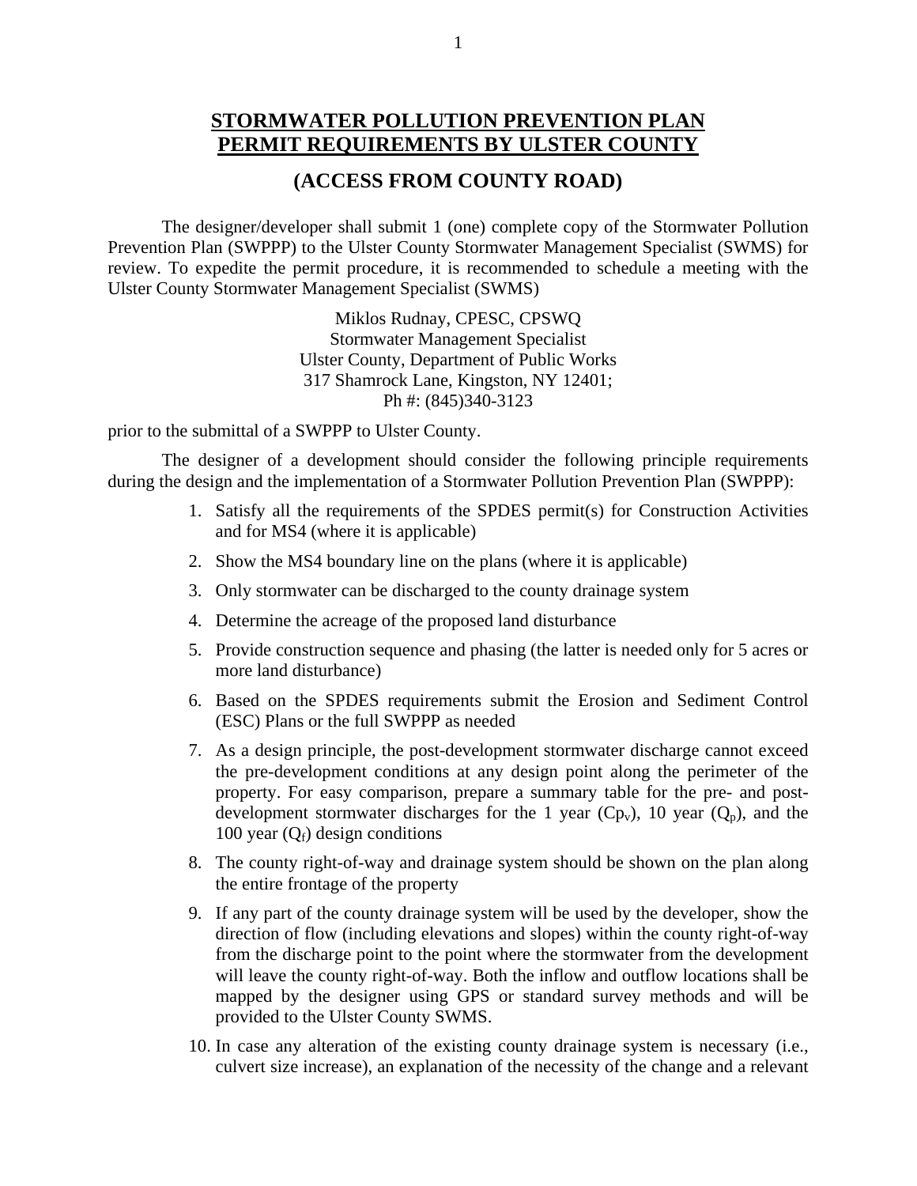# STORMWATER POLLUTION PREVENTION PLAN PERMIT REQUIREMENTS BY ULSTER COUNTY

## (ACCESS FROM COUNTY ROAD)

The designer/developer shall submit 1 (one) complete copy of the Stormwater Pollution Prevention Plan (SWPPP) to the Ulster County Stormwater Management Specialist (SWMS) for review. To expedite the permit procedure, it is recommended to schedule a meeting with the Ulster County Stormwater Management Specialist (SWMS)

Miklos Rudnay, CPESC, CPSWQ
Stormwater Management Specialist
Ulster County, Department of Public Works
317 Shamrock Lane, Kingston, NY 12401;
Ph #: (845)340-3123

prior to the submittal of a SWPPP to Ulster County.

The designer of a development should consider the following principle requirements during the design and the implementation of a Stormwater Pollution Prevention Plan (SWPPP):

1. Satisfy all the requirements of the SPDES permit(s) for Construction Activities and for MS4 (where it is applicable)
2. Show the MS4 boundary line on the plans (where it is applicable)
3. Only stormwater can be discharged to the county drainage system
4. Determine the acreage of the proposed land disturbance
5. Provide construction sequence and phasing (the latter is needed only for 5 acres or more land disturbance)
6. Based on the SPDES requirements submit the Erosion and Sediment Control (ESC) Plans or the full SWPPP as needed
7. As a design principle, the post-development stormwater discharge cannot exceed the pre-development conditions at any design point along the perimeter of the property. For easy comparison, prepare a summary table for the pre- and post-development stormwater discharges for the 1 year ($Cp_v$), 10 year ($Q_p$), and the 100 year ($Q_f$) design conditions
8. The county right-of-way and drainage system should be shown on the plan along the entire frontage of the property
9. If any part of the county drainage system will be used by the developer, show the direction of flow (including elevations and slopes) within the county right-of-way from the discharge point to the point where the stormwater from the development will leave the county right-of-way. Both the inflow and outflow locations shall be mapped by the designer using GPS or standard survey methods and will be provided to the Ulster County SWMS.
10. In case any alteration of the existing county drainage system is necessary (i.e., culvert size increase), an explanation of the necessity of the change and a relevant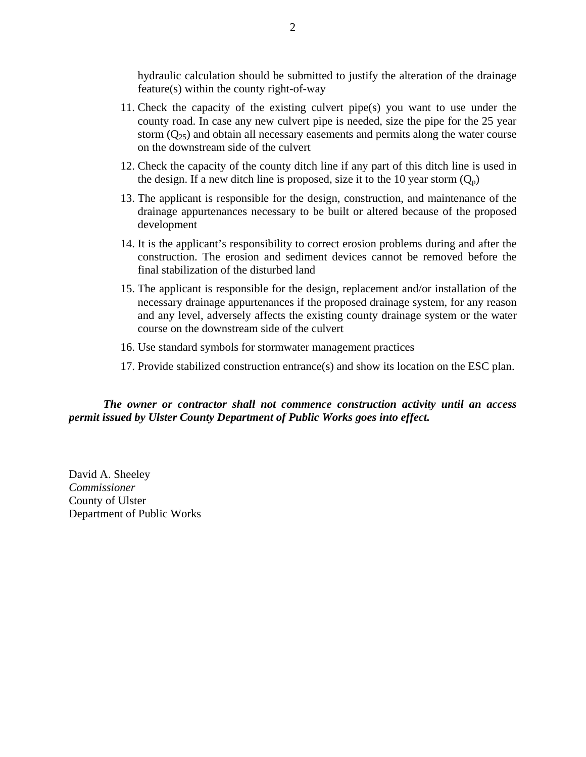hydraulic calculation should be submitted to justify the alteration of the drainage feature(s) within the county right-of-way

11. Check the capacity of the existing culvert pipe(s) you want to use under the county road. In case any new culvert pipe is needed, size the pipe for the 25 year storm ($Q_{25}$) and obtain all necessary easements and permits along the water course on the downstream side of the culvert
12. Check the capacity of the county ditch line if any part of this ditch line is used in the design. If a new ditch line is proposed, size it to the 10 year storm ($Q_p$)
13. The applicant is responsible for the design, construction, and maintenance of the drainage appurtenances necessary to be built or altered because of the proposed development
14. It is the applicant's responsibility to correct erosion problems during and after the construction. The erosion and sediment devices cannot be removed before the final stabilization of the disturbed land
15. The applicant is responsible for the design, replacement and/or installation of the necessary drainage appurtenances if the proposed drainage system, for any reason and any level, adversely affects the existing county drainage system or the water course on the downstream side of the culvert
16. Use standard symbols for stormwater management practices
17. Provide stabilized construction entrance(s) and show its location on the ESC plan.

***The owner or contractor shall not commence construction activity until an access permit issued by Ulster County Department of Public Works goes into effect.***

David A. Sheeley
*Commissioner*
County of Ulster
Department of Public Works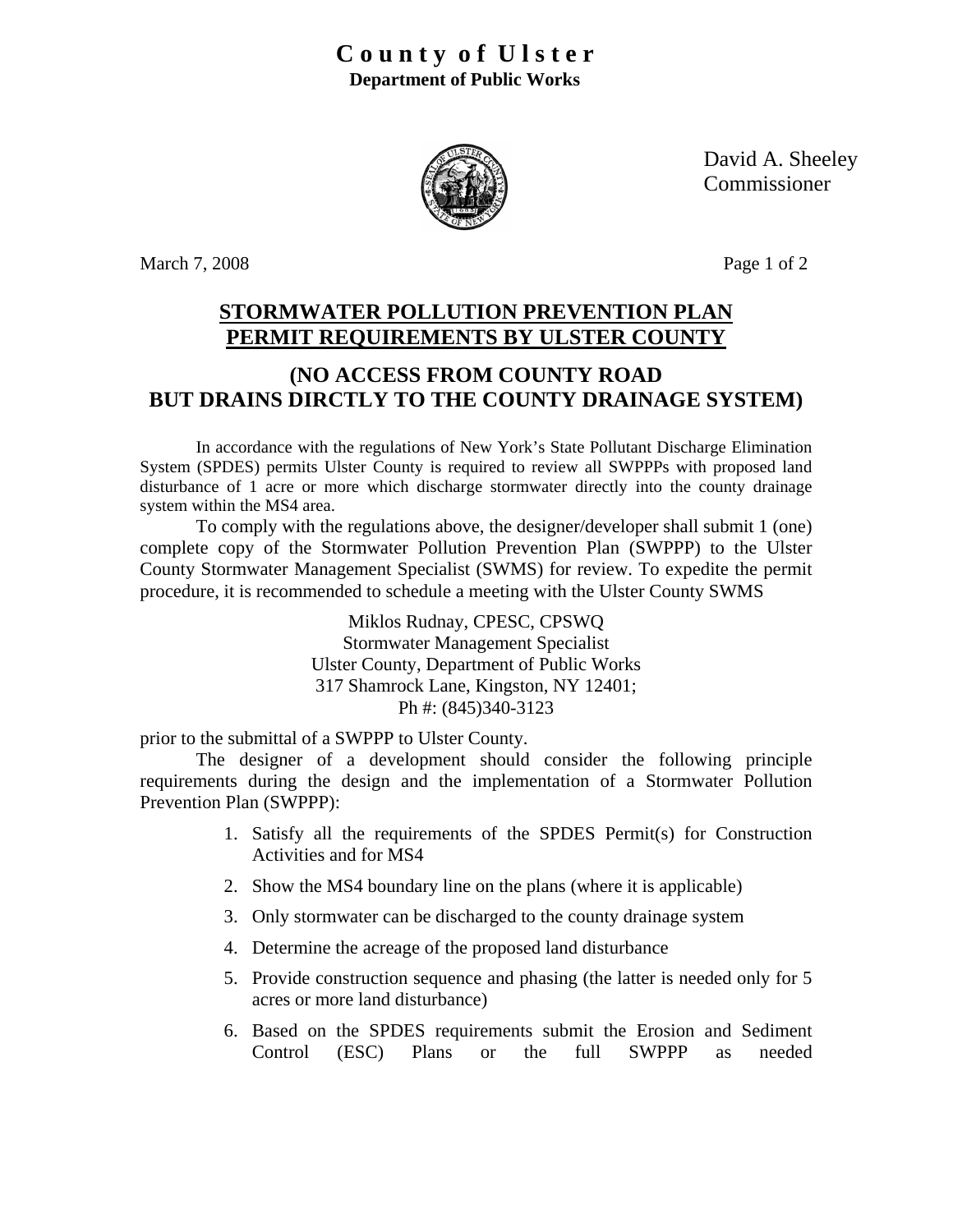# County of Ulster
**Department of Public Works**

David A. Sheeley
Commissioner

March 7, 2008

## STORMWATER POLLUTION PREVENTION PLAN PERMIT REQUIREMENTS BY ULSTER COUNTY

## (NO ACCESS FROM COUNTY ROAD BUT DRAINS DIRCTLY TO THE COUNTY DRAINAGE SYSTEM)

In accordance with the regulations of New York's State Pollutant Discharge Elimination System (SPDES) permits Ulster County is required to review all SWPPPs with proposed land disturbance of 1 acre or more which discharge stormwater directly into the county drainage system within the MS4 area.

To comply with the regulations above, the designer/developer shall submit 1 (one) complete copy of the Stormwater Pollution Prevention Plan (SWPPP) to the Ulster County Stormwater Management Specialist (SWMS) for review. To expedite the permit procedure, it is recommended to schedule a meeting with the Ulster County SWMS

Miklos Rudnay, CPESC, CPSWQ
Stormwater Management Specialist
Ulster County, Department of Public Works
317 Shamrock Lane, Kingston, NY 12401;
Ph #: (845)340-3123

prior to the submittal of a SWPPP to Ulster County.

The designer of a development should consider the following principle requirements during the design and the implementation of a Stormwater Pollution Prevention Plan (SWPPP):

1. Satisfy all the requirements of the SPDES Permit(s) for Construction Activities and for MS4
2. Show the MS4 boundary line on the plans (where it is applicable)
3. Only stormwater can be discharged to the county drainage system
4. Determine the acreage of the proposed land disturbance
5. Provide construction sequence and phasing (the latter is needed only for 5 acres or more land disturbance)
6. Based on the SPDES requirements submit the Erosion and Sediment Control (ESC) Plans or the full SWPPP as needed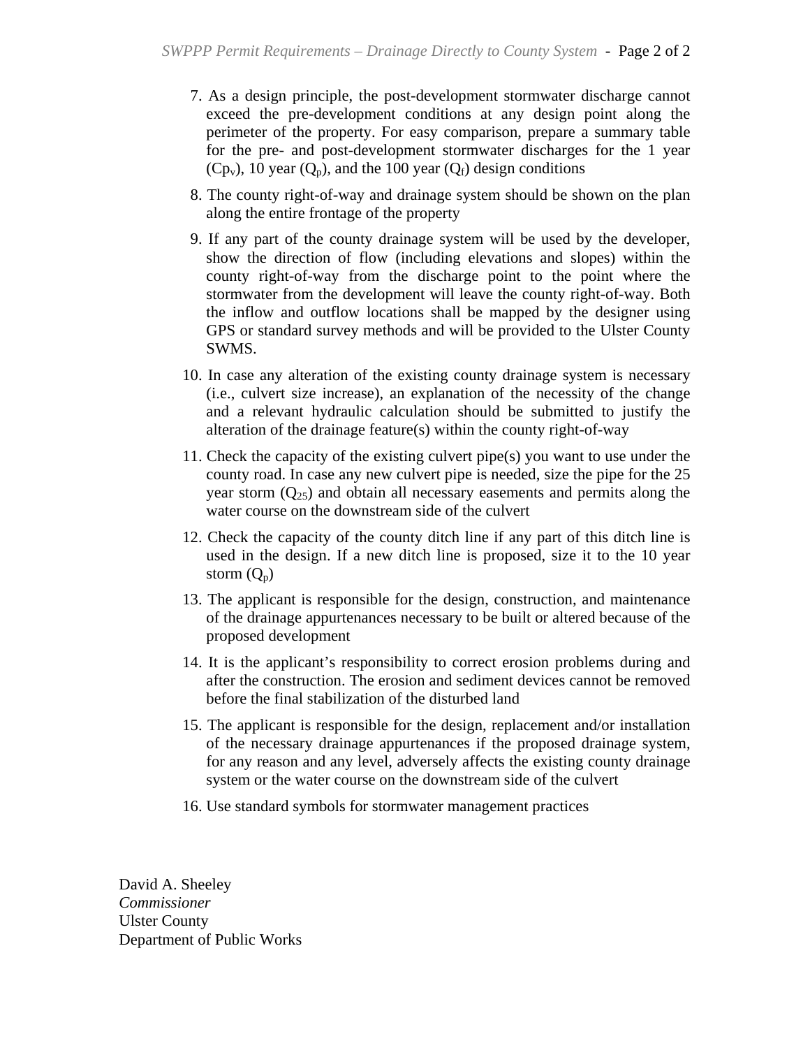7. As a design principle, the post-development stormwater discharge cannot exceed the pre-development conditions at any design point along the perimeter of the property. For easy comparison, prepare a summary table for the pre- and post-development stormwater discharges for the 1 year ($Cp_v$), 10 year ($Q_p$), and the 100 year ($Q_f$) design conditions

8. The county right-of-way and drainage system should be shown on the plan along the entire frontage of the property

9. If any part of the county drainage system will be used by the developer, show the direction of flow (including elevations and slopes) within the county right-of-way from the discharge point to the point where the stormwater from the development will leave the county right-of-way. Both the inflow and outflow locations shall be mapped by the designer using GPS or standard survey methods and will be provided to the Ulster County SWMS.

10. In case any alteration of the existing county drainage system is necessary (i.e., culvert size increase), an explanation of the necessity of the change and a relevant hydraulic calculation should be submitted to justify the alteration of the drainage feature(s) within the county right-of-way

11. Check the capacity of the existing culvert pipe(s) you want to use under the county road. In case any new culvert pipe is needed, size the pipe for the 25 year storm ($Q_{25}$) and obtain all necessary easements and permits along the water course on the downstream side of the culvert

12. Check the capacity of the county ditch line if any part of this ditch line is used in the design. If a new ditch line is proposed, size it to the 10 year storm ($Q_p$)

13. The applicant is responsible for the design, construction, and maintenance of the drainage appurtenances necessary to be built or altered because of the proposed development

14. It is the applicant's responsibility to correct erosion problems during and after the construction. The erosion and sediment devices cannot be removed before the final stabilization of the disturbed land

15. The applicant is responsible for the design, replacement and/or installation of the necessary drainage appurtenances if the proposed drainage system, for any reason and any level, adversely affects the existing county drainage system or the water course on the downstream side of the culvert

16. Use standard symbols for stormwater management practices

David A. Sheeley
*Commissioner*
Ulster County
Department of Public Works